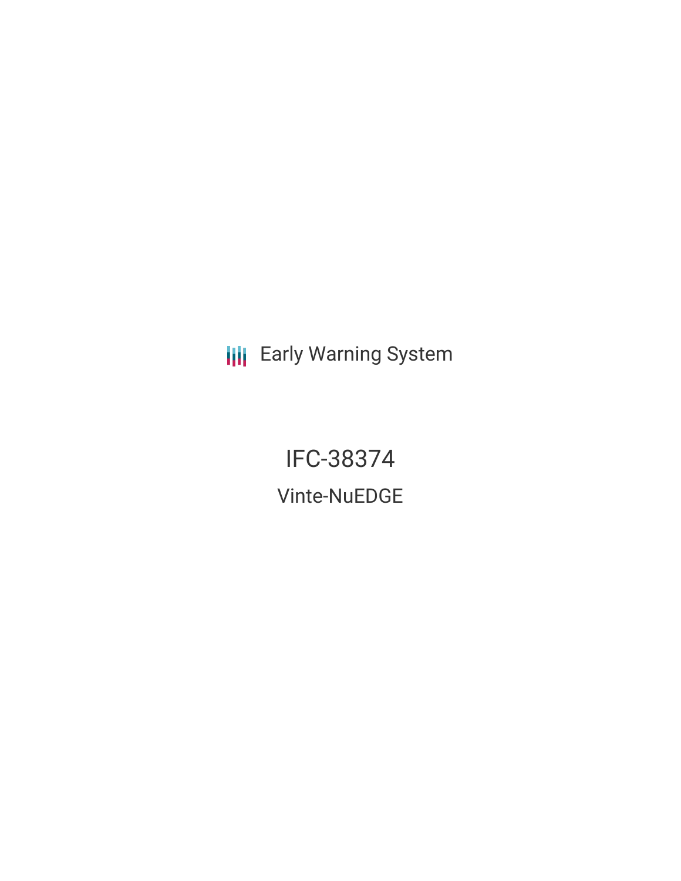Early Warning System

# IFC-38374

## Vinte-NuEDGE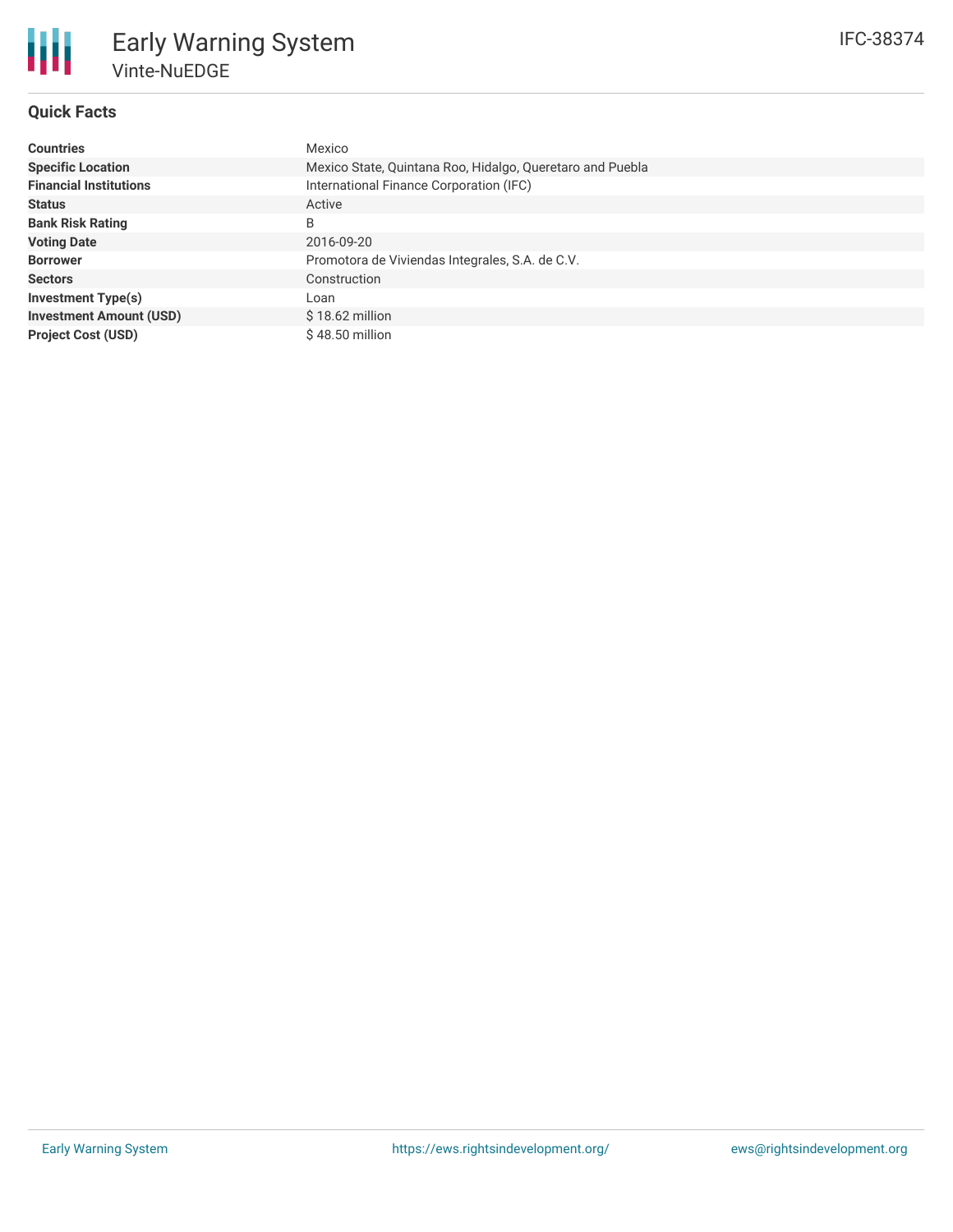# Early Warning System

Vinte-NuEDGE

IFC-38374

## Quick Facts

| | |
|---|---|
| **Countries** | Mexico |
| **Specific Location** | Mexico State, Quintana Roo, Hidalgo, Queretaro and Puebla |
| **Financial Institutions** | International Finance Corporation (IFC) |
| **Status** | Active |
| **Bank Risk Rating** | B |
| **Voting Date** | 2016-09-20 |
| **Borrower** | Promotora de Viviendas Integrales, S.A. de C.V. |
| **Sectors** | Construction |
| **Investment Type(s)** | Loan |
| **Investment Amount (USD)** | $ 18.62 million |
| **Project Cost (USD)** | $ 48.50 million |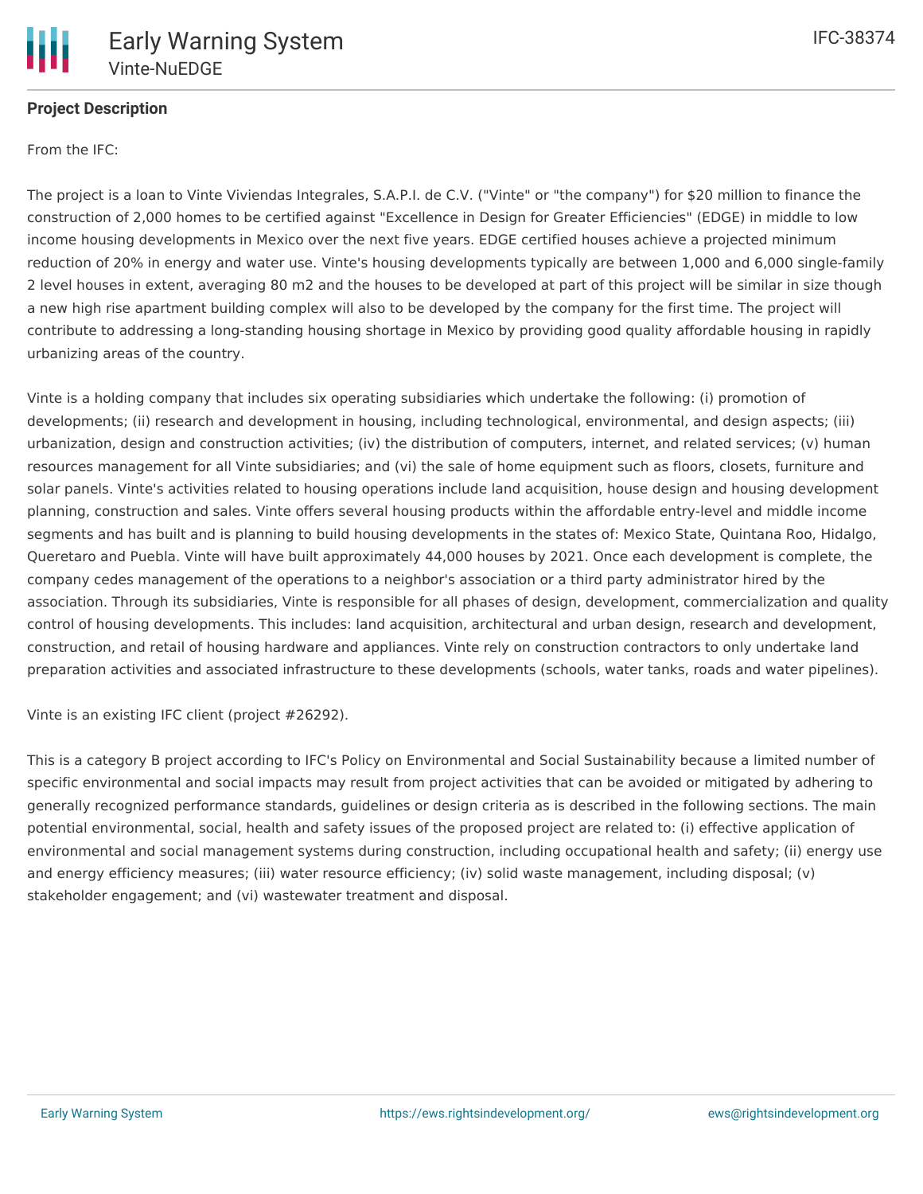### Project Description

From the IFC:

The project is a loan to Vinte Viviendas Integrales, S.A.P.I. de C.V. ("Vinte" or "the company") for $20 million to finance the construction of 2,000 homes to be certified against "Excellence in Design for Greater Efficiencies" (EDGE) in middle to low income housing developments in Mexico over the next five years. EDGE certified houses achieve a projected minimum reduction of 20% in energy and water use. Vinte's housing developments typically are between 1,000 and 6,000 single-family 2 level houses in extent, averaging 80 m2 and the houses to be developed at part of this project will be similar in size though a new high rise apartment building complex will also to be developed by the company for the first time. The project will contribute to addressing a long-standing housing shortage in Mexico by providing good quality affordable housing in rapidly urbanizing areas of the country.

Vinte is a holding company that includes six operating subsidiaries which undertake the following: (i) promotion of developments; (ii) research and development in housing, including technological, environmental, and design aspects; (iii) urbanization, design and construction activities; (iv) the distribution of computers, internet, and related services; (v) human resources management for all Vinte subsidiaries; and (vi) the sale of home equipment such as floors, closets, furniture and solar panels. Vinte's activities related to housing operations include land acquisition, house design and housing development planning, construction and sales. Vinte offers several housing products within the affordable entry-level and middle income segments and has built and is planning to build housing developments in the states of: Mexico State, Quintana Roo, Hidalgo, Queretaro and Puebla. Vinte will have built approximately 44,000 houses by 2021. Once each development is complete, the company cedes management of the operations to a neighbor's association or a third party administrator hired by the association. Through its subsidiaries, Vinte is responsible for all phases of design, development, commercialization and quality control of housing developments. This includes: land acquisition, architectural and urban design, research and development, construction, and retail of housing hardware and appliances. Vinte rely on construction contractors to only undertake land preparation activities and associated infrastructure to these developments (schools, water tanks, roads and water pipelines).

Vinte is an existing IFC client (project #26292).

This is a category B project according to IFC's Policy on Environmental and Social Sustainability because a limited number of specific environmental and social impacts may result from project activities that can be avoided or mitigated by adhering to generally recognized performance standards, guidelines or design criteria as is described in the following sections. The main potential environmental, social, health and safety issues of the proposed project are related to: (i) effective application of environmental and social management systems during construction, including occupational health and safety; (ii) energy use and energy efficiency measures; (iii) water resource efficiency; (iv) solid waste management, including disposal; (v) stakeholder engagement; and (vi) wastewater treatment and disposal.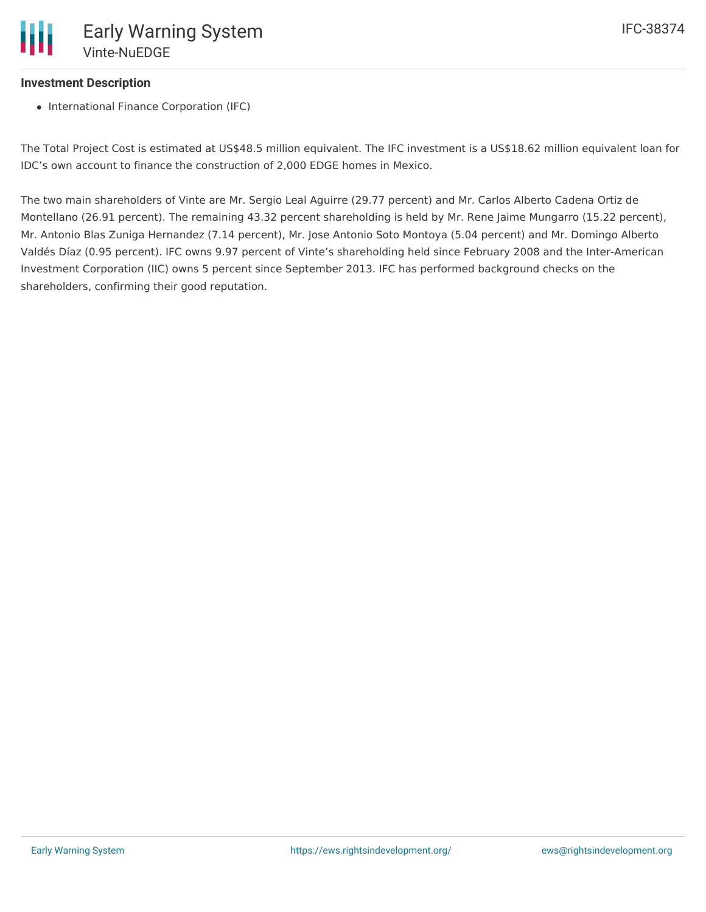### Investment Description

- International Finance Corporation (IFC)

The Total Project Cost is estimated at US$48.5 million equivalent. The IFC investment is a US$18.62 million equivalent loan for IDC's own account to finance the construction of 2,000 EDGE homes in Mexico.

The two main shareholders of Vinte are Mr. Sergio Leal Aguirre (29.77 percent) and Mr. Carlos Alberto Cadena Ortiz de Montellano (26.91 percent). The remaining 43.32 percent shareholding is held by Mr. Rene Jaime Mungarro (15.22 percent), Mr. Antonio Blas Zuniga Hernandez (7.14 percent), Mr. Jose Antonio Soto Montoya (5.04 percent) and Mr. Domingo Alberto Valdés Díaz (0.95 percent). IFC owns 9.97 percent of Vinte's shareholding held since February 2008 and the Inter-American Investment Corporation (IIC) owns 5 percent since September 2013. IFC has performed background checks on the shareholders, confirming their good reputation.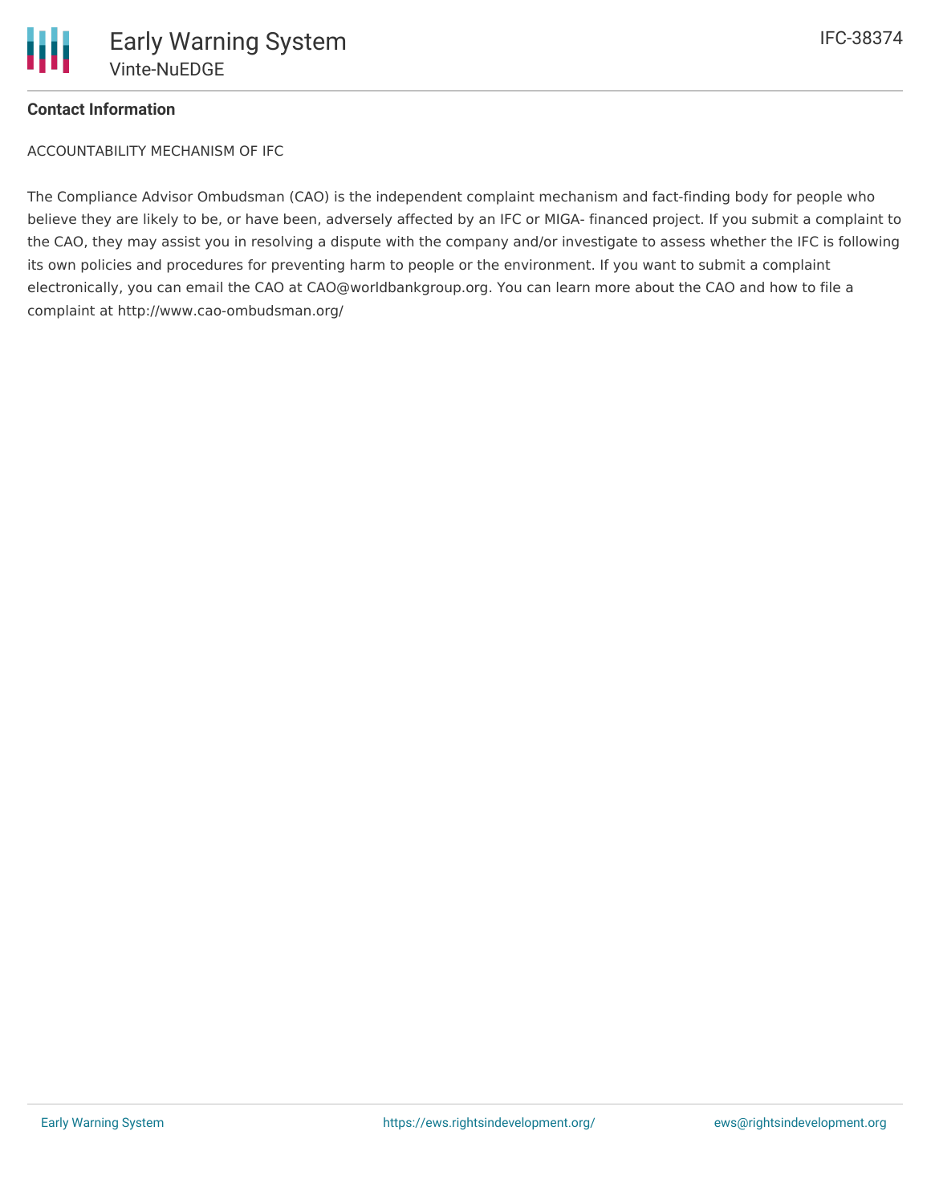#### Contact Information

ACCOUNTABILITY MECHANISM OF IFC

The Compliance Advisor Ombudsman (CAO) is the independent complaint mechanism and fact-finding body for people who believe they are likely to be, or have been, adversely affected by an IFC or MIGA- financed project. If you submit a complaint to the CAO, they may assist you in resolving a dispute with the company and/or investigate to assess whether the IFC is following its own policies and procedures for preventing harm to people or the environment. If you want to submit a complaint electronically, you can email the CAO at CAO@worldbankgroup.org. You can learn more about the CAO and how to file a complaint at http://www.cao-ombudsman.org/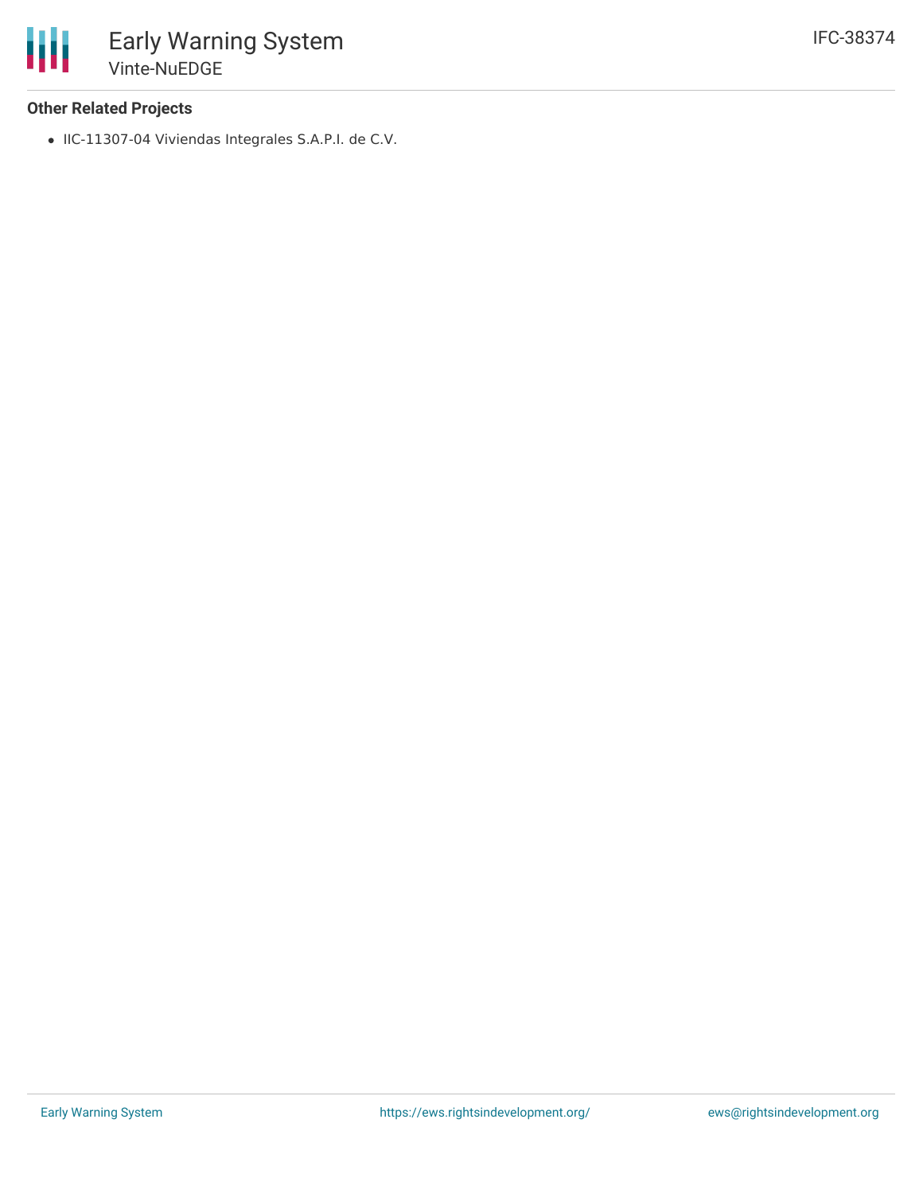**Other Related Projects**

- IIC-11307-04 Viviendas Integrales S.A.P.I. de C.V.